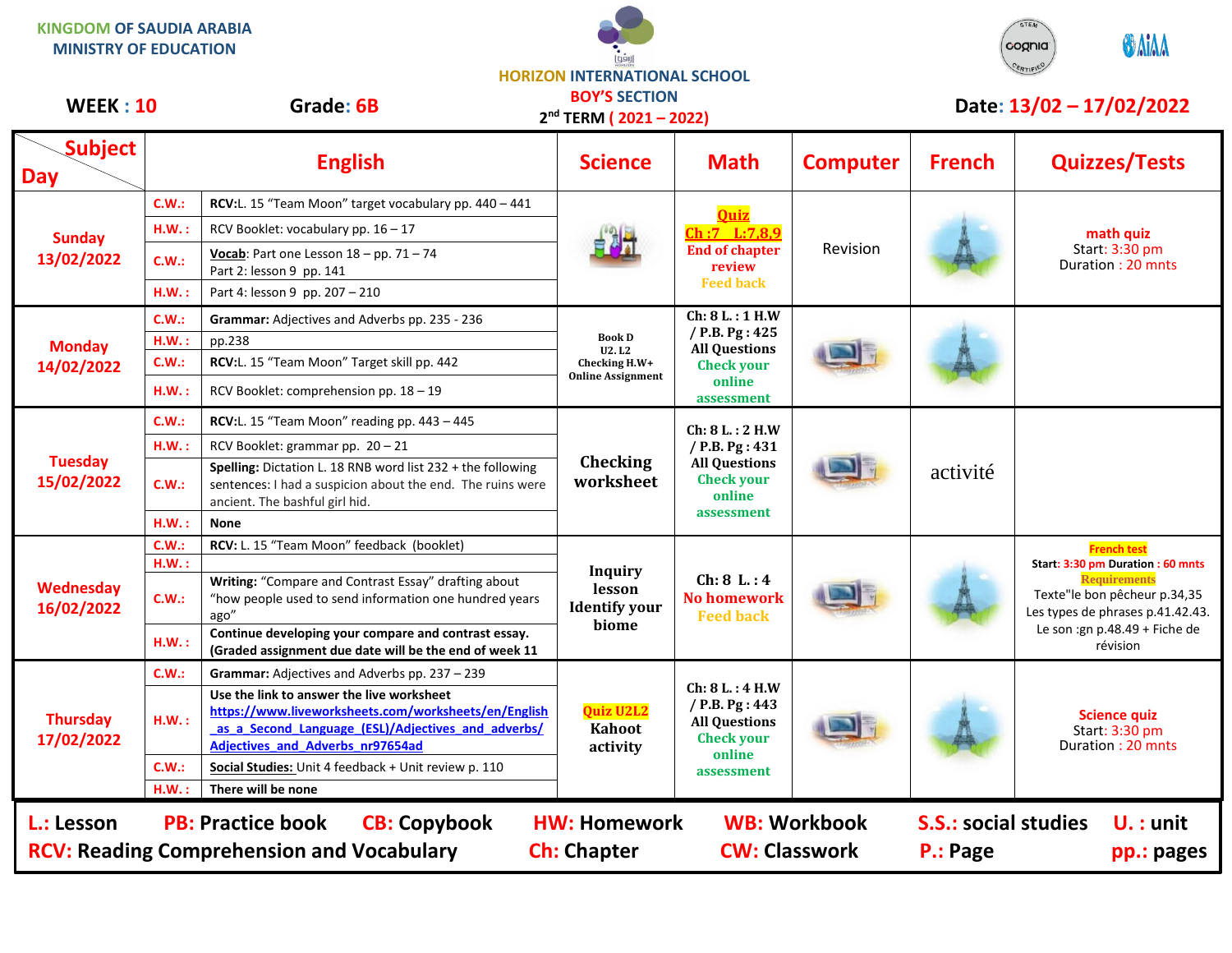KINGDOM OF SAUDIA ARABIA
MINISTRY OF EDUCATION

HORIZON INTERNATIONAL SCHOOL
BOY'S SECTION
2nd TERM ( 2021 – 2022)

**WEEK : 10** **Grade: 6B** **Date: 13/02 – 17/02/2022**

| Day \ Subject | English | | Science | Math | Computer | French | Quizzes/Tests |
|---|---|---|---|---|---|---|---|
| Sunday 13/02/2022 | C.W.: | RCV:L. 15 "Team Moon" target vocabulary pp. 440 – 441 | | Quiz Ch :7 L:7,8,9 End of chapter review Feed back | Revision | | math quiz Start: 3:30 pm Duration : 20 mnts |
| | H.W. : | RCV Booklet: vocabulary pp. 16 – 17 | | | | | |
| | C.W.: | Vocab: Part one Lesson 18 – pp. 71 – 74 Part 2: lesson 9 pp. 141 | | | | | |
| | H.W. : | Part 4: lesson 9 pp. 207 – 210 | | | | | |
| Monday 14/02/2022 | C.W.: | Grammar: Adjectives and Adverbs pp. 235 - 236 | Book D U2. L2 Checking H.W+ Online Assignment | Ch: 8 L. : 1 H.W / P.B. Pg : 425 All Questions Check your online assessment | | | |
| | H.W. : | pp.238 | | | | | |
| | C.W.: | RCV:L. 15 "Team Moon" Target skill pp. 442 | | | | | |
| | H.W. : | RCV Booklet: comprehension pp. 18 – 19 | | | | | |
| Tuesday 15/02/2022 | C.W.: | RCV:L. 15 "Team Moon" reading pp. 443 – 445 | Checking worksheet | Ch: 8 L. : 2 H.W / P.B. Pg : 431 All Questions Check your online assessment | | activité | |
| | H.W. : | RCV Booklet: grammar pp. 20 – 21 | | | | | |
| | C.W.: | Spelling: Dictation L. 18 RNB word list 232 + the following sentences: I had a suspicion about the end. The ruins were ancient. The bashful girl hid. | | | | | |
| | H.W. : | None | | | | | |
| Wednesday 16/02/2022 | C.W.: | RCV: L. 15 "Team Moon" feedback (booklet) | Inquiry lesson Identify your biome | Ch: 8 L. : 4 No homework Feed back | | | French test Start: 3:30 pm Duration : 60 mnts Requirements Texte"le bon pêcheur p.34,35 Les types de phrases p.41.42.43. Le son :gn p.48.49 + Fiche de révision |
| | H.W. : | | | | | | |
| | C.W.: | Writing: "Compare and Contrast Essay" drafting about "how people used to send information one hundred years ago" | | | | | |
| | H.W. : | Continue developing your compare and contrast essay. (Graded assignment due date will be the end of week 11 | | | | | |
| Thursday 17/02/2022 | C.W.: | Grammar: Adjectives and Adverbs pp. 237 – 239 | Quiz U2L2 Kahoot activity | Ch: 8 L. : 4 H.W / P.B. Pg : 443 All Questions Check your online assessment | | | Science quiz Start: 3:30 pm Duration : 20 mnts |
| | H.W. : | Use the link to answer the live worksheet https://www.liveworksheets.com/worksheets/en/English_as_a_Second_Language_(ESL)/Adjectives_and_adverbs/Adjectives_and_Adverbs_nr97654ad | | | | | |
| | C.W.: | Social Studies: Unit 4 feedback + Unit review p. 110 | | | | | |
| | H.W. : | There will be none | | | | | |

**L.: Lesson** **PB: Practice book** **CB: Copybook** **HW: Homework** **WB: Workbook** **S.S.: social studies** **U. : unit**
**RCV: Reading Comprehension and Vocabulary** **Ch: Chapter** **CW: Classwork** **P.: Page** **pp.: pages**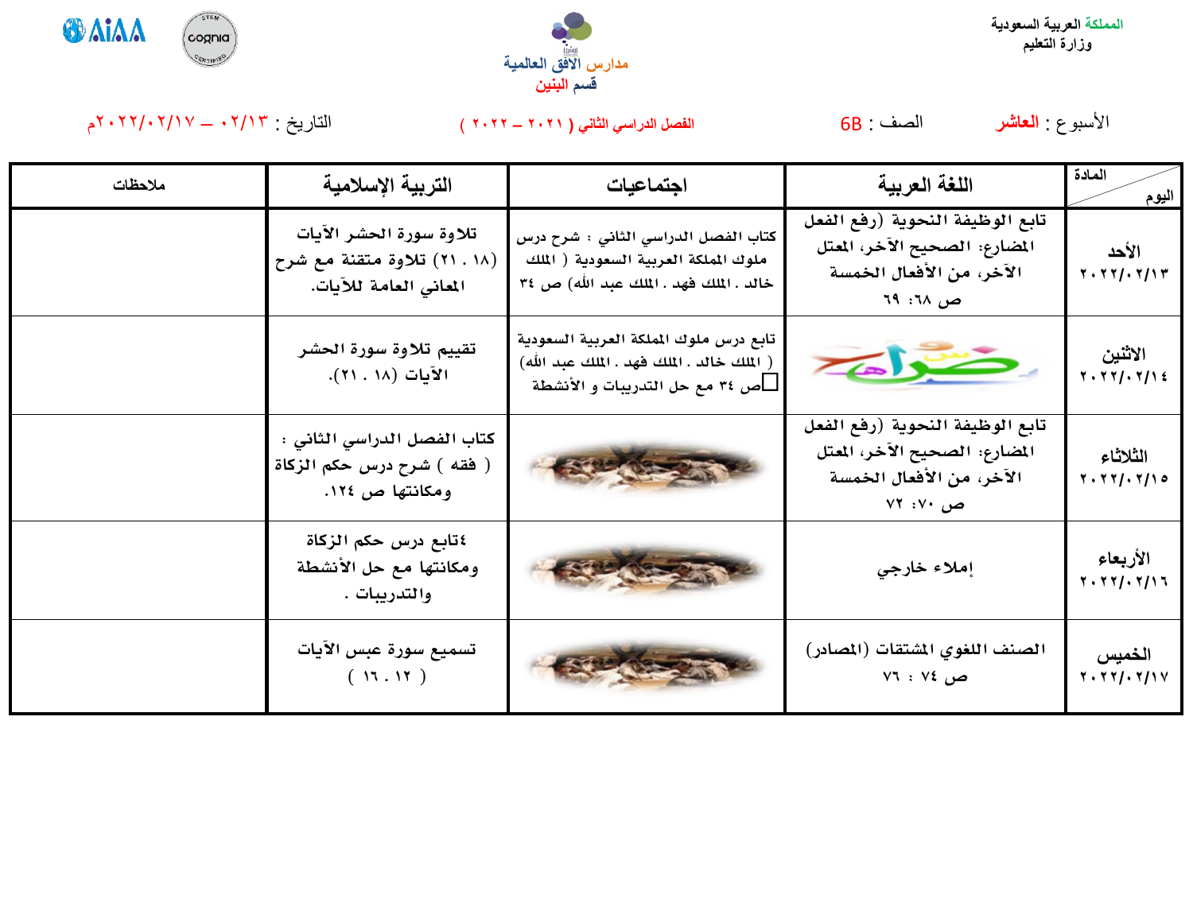المملكة العربية السعودية
وزارة التعليم

مدارس الأفق العالمية
قسم البنين

الأسبوع : العاشر　　الصف : 6B　　الفصل الدراسي الثاني ( ٢٠٢١ – ٢٠٢٢ )　　التاريخ : ٠٢/١٣ – ٢٠٢٢/٠٢/١٧م

| المادة / اليوم | اللغة العربية | اجتماعيات | التربية الإسلامية | ملاحظات |
|---|---|---|---|---|
| الأحد ٢٠٢٢/٠٢/١٣ | تابع الوظيفة النحوية (رفع الفعل المضارع: الصحيح الآخر، المعتل الآخر، من الأفعال الخمسة ص ٦٨: ٦٩ | كتاب الفصل الدراسي الثاني : شرح درس ملوك المملكة العربية السعودية ( الملك خالد . الملك فهد . الملك عبد الله) ص ٣٤ | تلاوة سورة الحشر الآيات (١٨ . ٢١) تلاوة متقنة مع شرح المعاني العامة للآيات. | |
| الاثنين ٢٠٢٢/٠٢/١٤ | | تابع درس ملوك المملكة العربية السعودية ( الملك خالد . الملك فهد . الملك عبد الله) ص٣٤ مع حل التدريبات و الأنشطة | تقييم تلاوة سورة الحشر الآيات (١٨ . ٢١). | |
| الثلاثاء ٢٠٢٢/٠٢/١٥ | تابع الوظيفة النحوية (رفع الفعل المضارع: الصحيح الآخر، المعتل الآخر، من الأفعال الخمسة ص ٧٠: ٧٢ | | كتاب الفصل الدراسي الثاني : ( فقه ) شرح درس حكم الزكاة ومكانتها ص ١٢٤. | |
| الأربعاء ٢٠٢٢/٠٢/١٦ | إملاء خارجي | | ٤تابع درس حكم الزكاة ومكانتها مع حل الأنشطة والتدريبات . | |
| الخميس ٢٠٢٢/٠٢/١٧ | الصنف اللغوي المشتقات (المصادر) ص ٧٤ : ٧٦ | | تسميع سورة عبس الآيات ( ١٢ . ١٦ ) | |